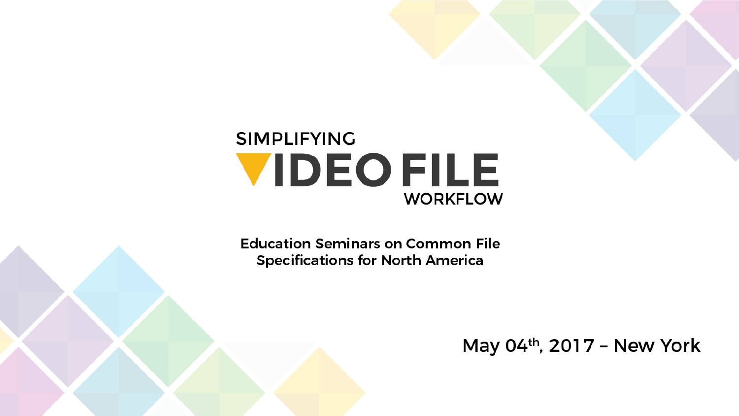# SIMPLIFYING VIDEO FILE WORKFLOW

**Education Seminars on Common File Specifications for North America**

May 04th, 2017 – New York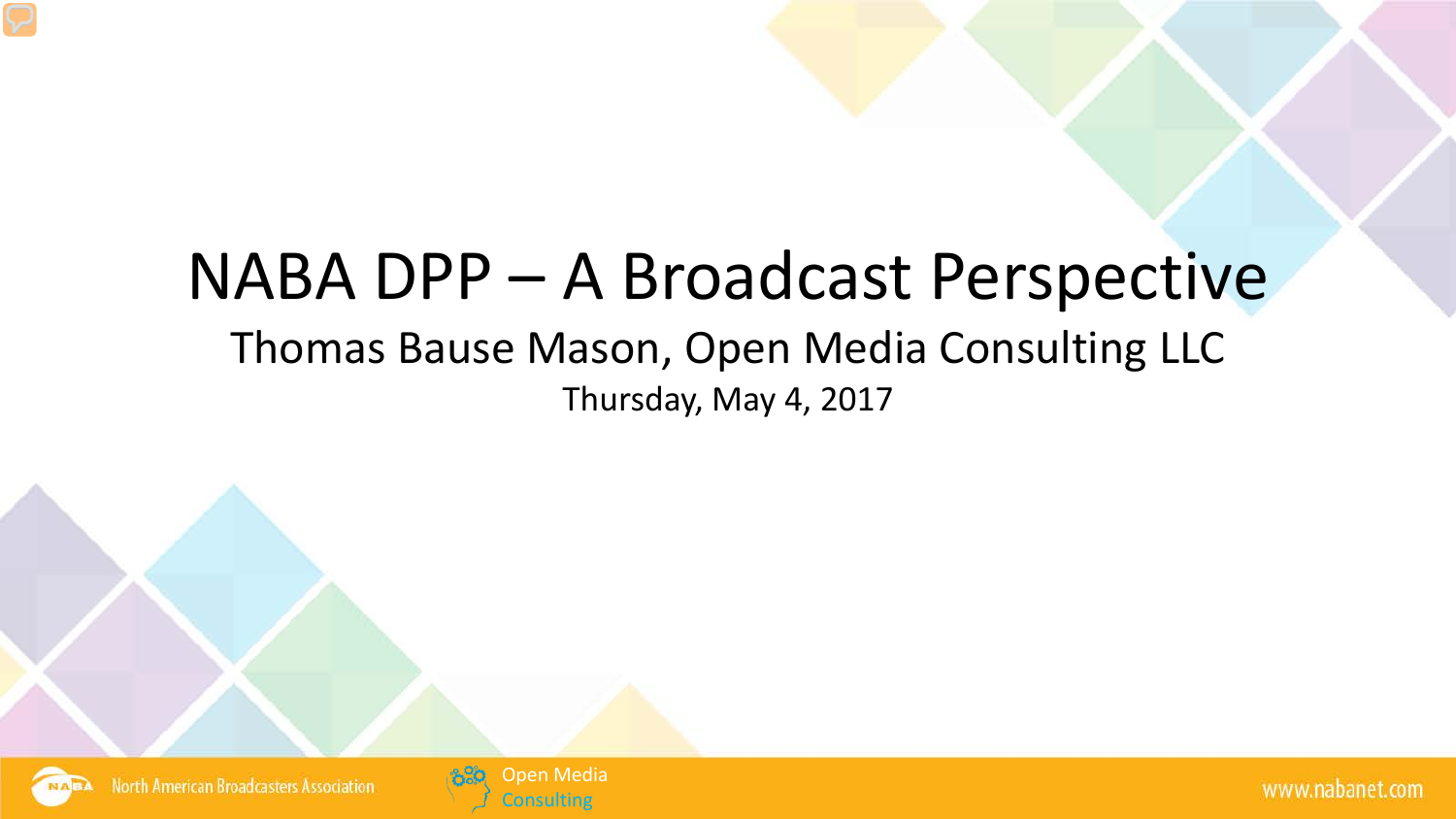# NABA DPP – A Broadcast Perspective

## Thomas Bause Mason, Open Media Consulting LLC

Thursday, May 4, 2017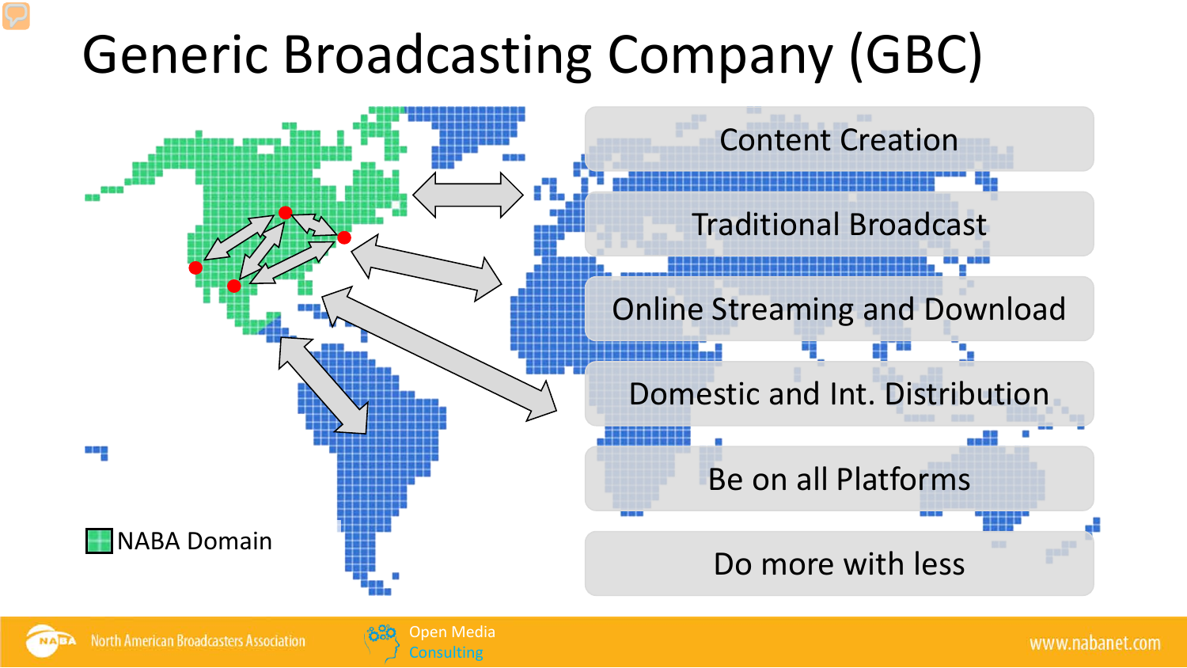# Generic Broadcasting Company (GBC)

NABA Domain

- Content Creation
- Traditional Broadcast
- Online Streaming and Download
- Domestic and Int. Distribution
- Be on all Platforms
- Do more with less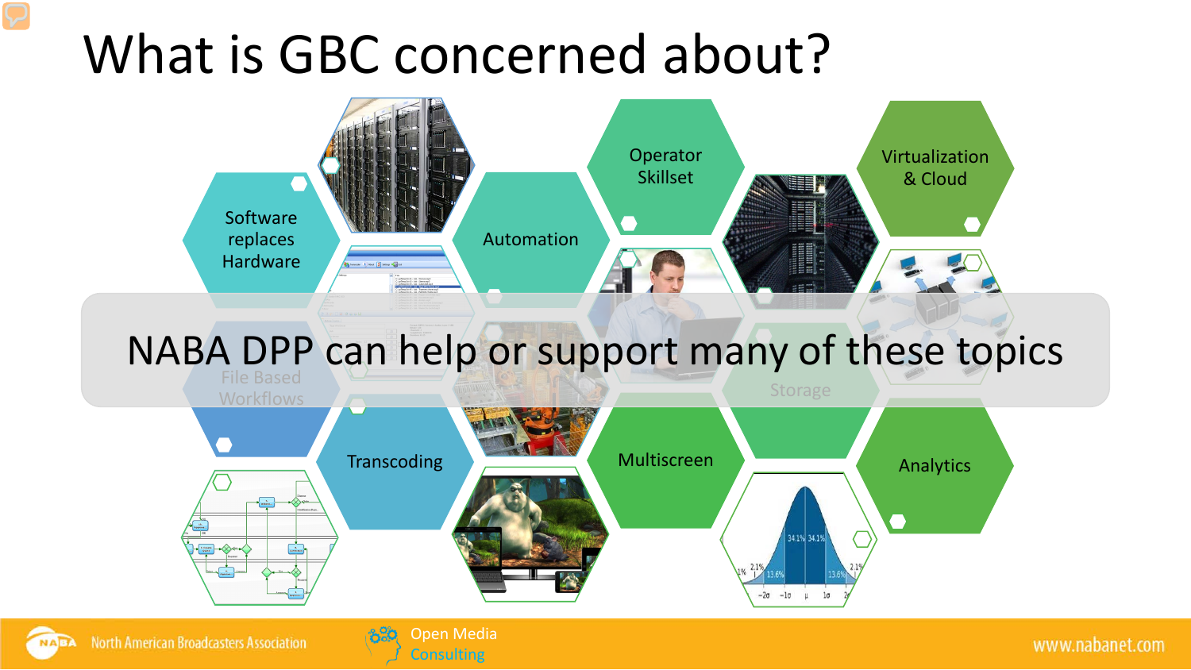# What is GBC concerned about?

Software replaces Hardware

Automation

Operator Skillset

Virtualization & Cloud

File Based Workflows

Transcoding

Multiscreen

Storage

Analytics

NABA DPP can help or support many of these topics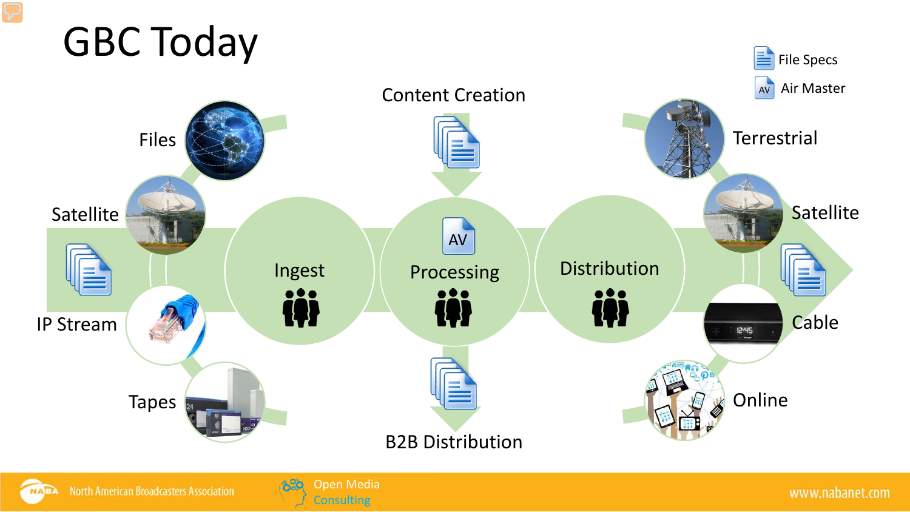# GBC Today

File Specs

Air Master

Content Creation

Files

Satellite

IP Stream

Tapes

Ingest

Processing

Distribution

B2B Distribution

Terrestrial

Satellite

Cable

Online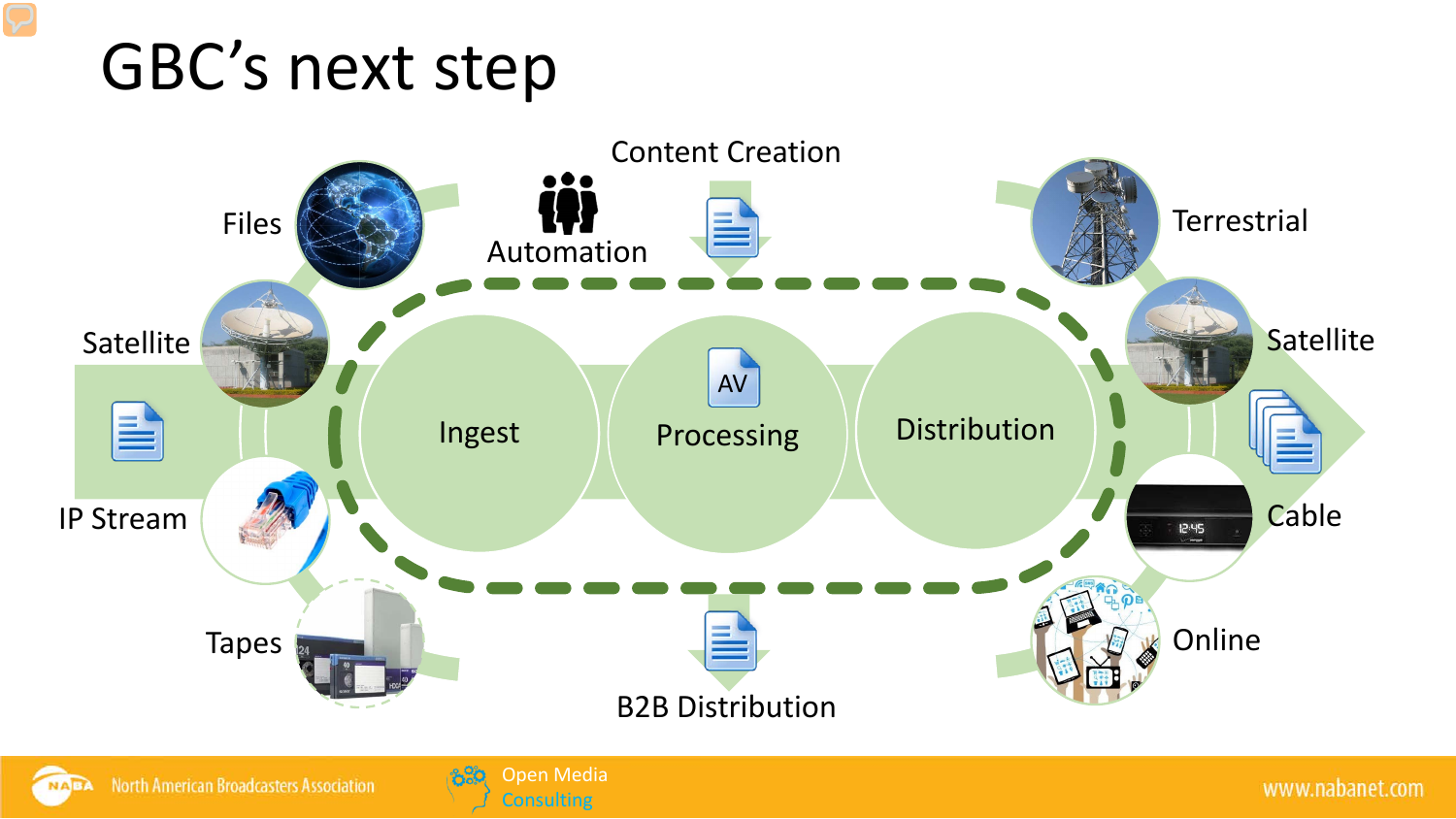# GBC's next step

Content Creation

Automation

Files

Satellite

IP Stream

Tapes

Ingest

AV

Processing

Distribution

Terrestrial

Satellite

Cable

Online

B2B Distribution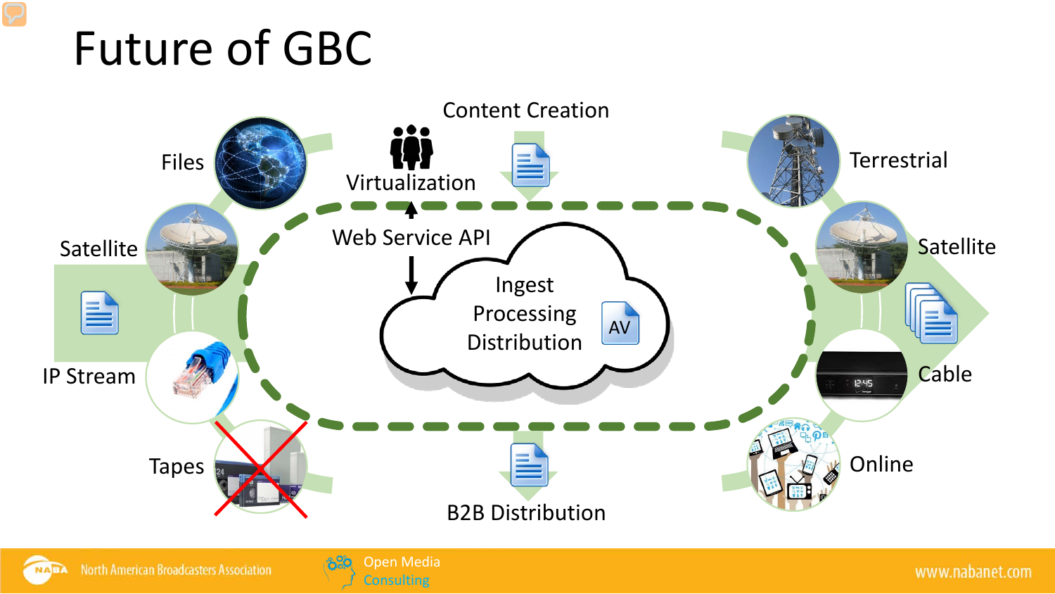# Future of GBC

Files

Satellite

IP Stream

Tapes

Content Creation

Virtualization

Web Service API

Ingest

Processing

Distribution

AV

B2B Distribution

Terrestrial

Satellite

Cable

Online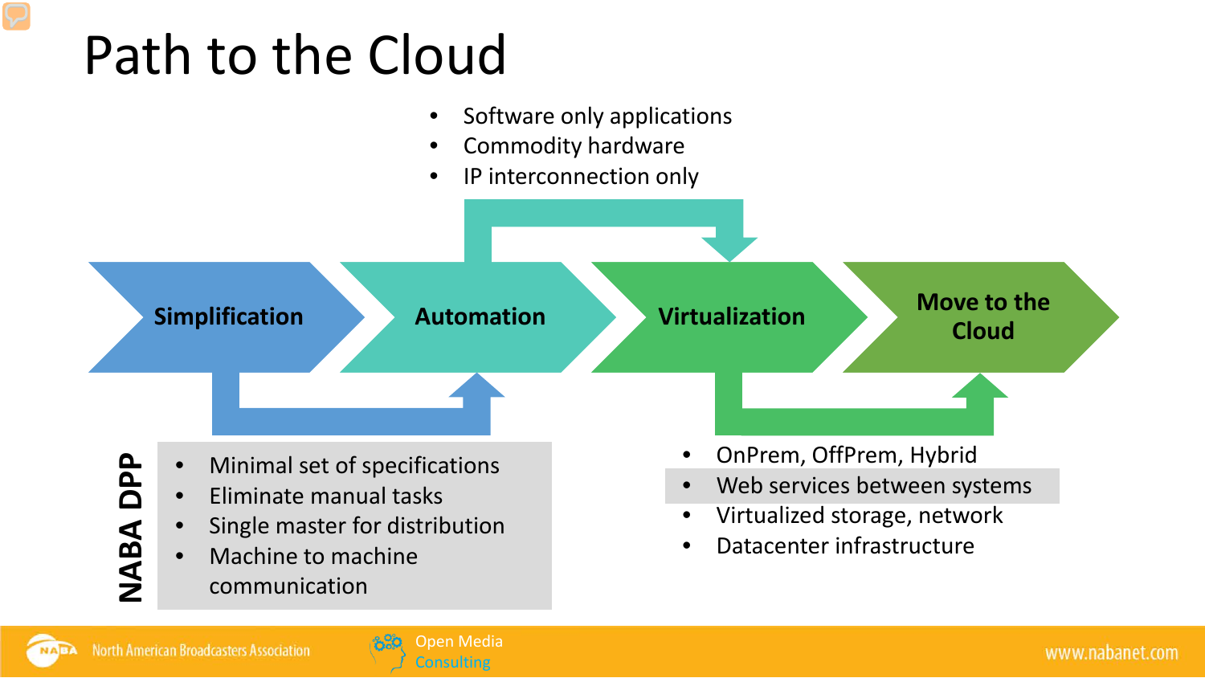# Path to the Cloud

**Simplification** → **Automation** → **Virtualization** → **Move to the Cloud**

- Software only applications
- Commodity hardware
- IP interconnection only

**NABA DPP**

- Minimal set of specifications
- Eliminate manual tasks
- Single master for distribution
- Machine to machine communication

- OnPrem, OffPrem, Hybrid
- Web services between systems
- Virtualized storage, network
- Datacenter infrastructure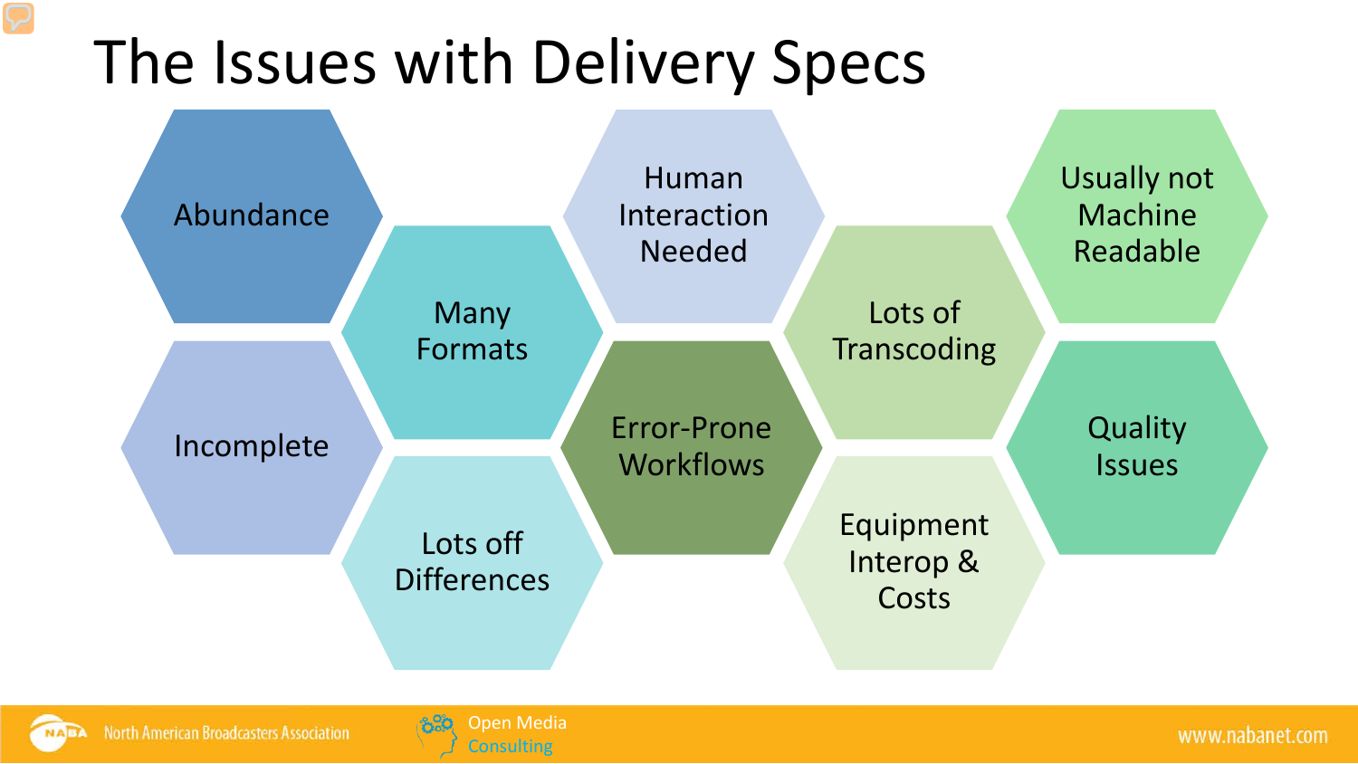# The Issues with Delivery Specs

- Abundance
- Many Formats
- Human Interaction Needed
- Lots of Transcoding
- Usually not Machine Readable
- Incomplete
- Lots off Differences
- Error-Prone Workflows
- Equipment Interop & Costs
- Quality Issues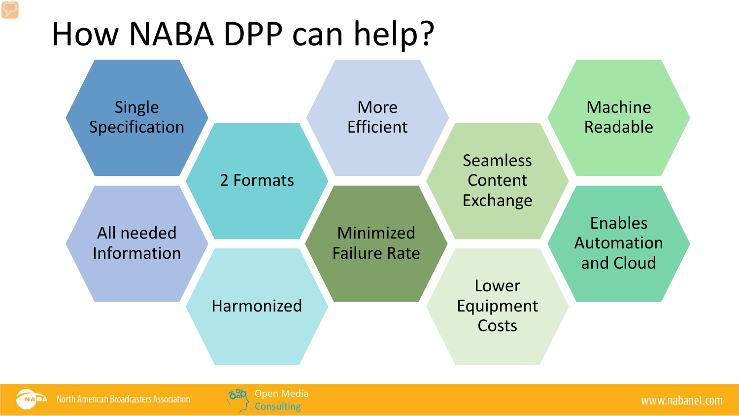# How NABA DPP can help?

- Single Specification
- 2 Formats
- All needed Information
- Harmonized
- More Efficient
- Minimized Failure Rate
- Seamless Content Exchange
- Lower Equipment Costs
- Machine Readable
- Enables Automation and Cloud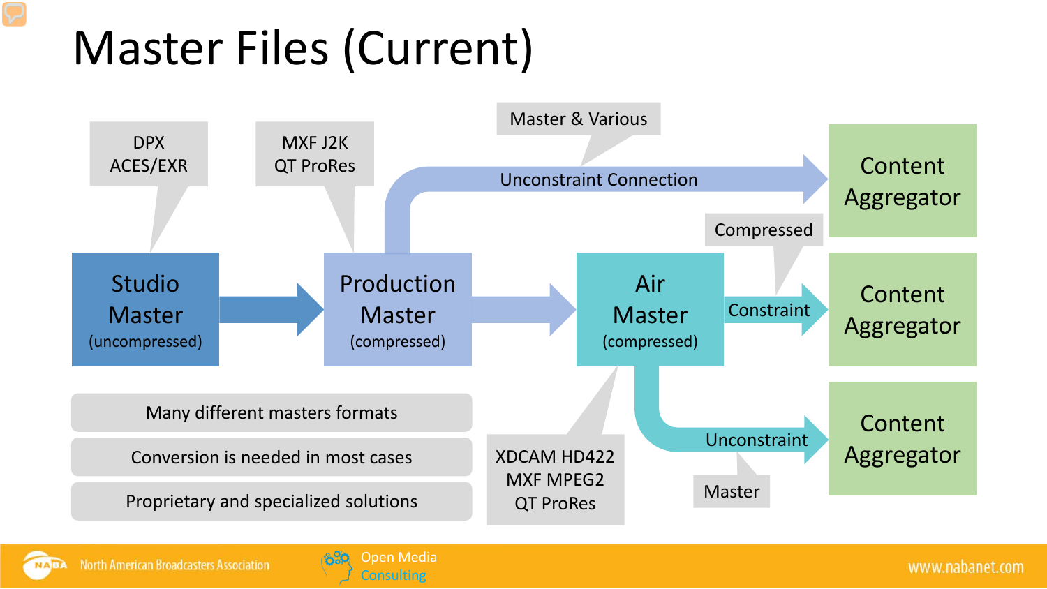# Master Files (Current)

DPX
ACES/EXR

MXF J2K
QT ProRes

Master & Various

**Studio Master** (uncompressed) → **Production Master** (compressed) → **Air Master** (compressed)

Production Master → Unconstraint Connection → Content Aggregator

Air Master → Constraint (Compressed) → Content Aggregator

Air Master → Unconstraint (Master) → Content Aggregator

XDCAM HD422
MXF MPEG2
QT ProRes

- Many different masters formats
- Conversion is needed in most cases
- Proprietary and specialized solutions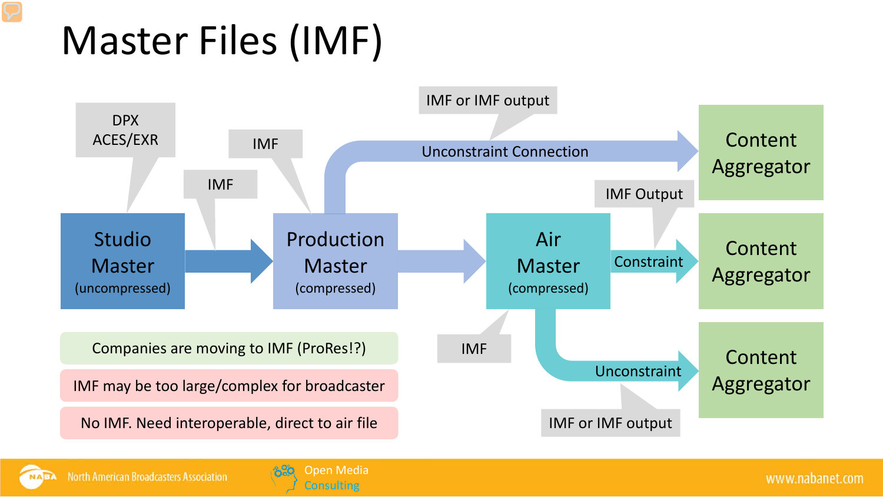# Master Files (IMF)

DPX
ACES/EXR

**Studio Master** (uncompressed)

IMF

IMF

**Production Master** (compressed)

IMF or IMF output

Unconstraint Connection

**Content Aggregator**

**Air Master** (compressed)

IMF Output

Constraint

**Content Aggregator**

IMF

Unconstraint

IMF or IMF output

**Content Aggregator**

- Companies are moving to IMF (ProRes!?)
- IMF may be too large/complex for broadcaster
- No IMF. Need interoperable, direct to air file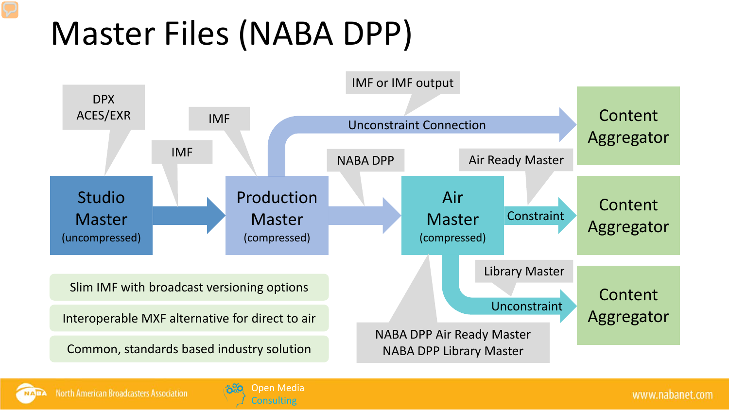# Master Files (NABA DPP)

- Studio Master (uncompressed) — DPX, ACES/EXR
- Studio Master → Production Master: IMF
- Production Master (compressed) — IMF
- Production Master → Content Aggregator: Unconstraint Connection — IMF or IMF output
- Production Master → Air Master: NABA DPP
- Air Master (compressed) — NABA DPP Air Ready Master, NABA DPP Library Master
- Air Master → Content Aggregator: Constraint — Air Ready Master
- Air Master → Content Aggregator: Unconstraint — Library Master

Slim IMF with broadcast versioning options

Interoperable MXF alternative for direct to air

Common, standards based industry solution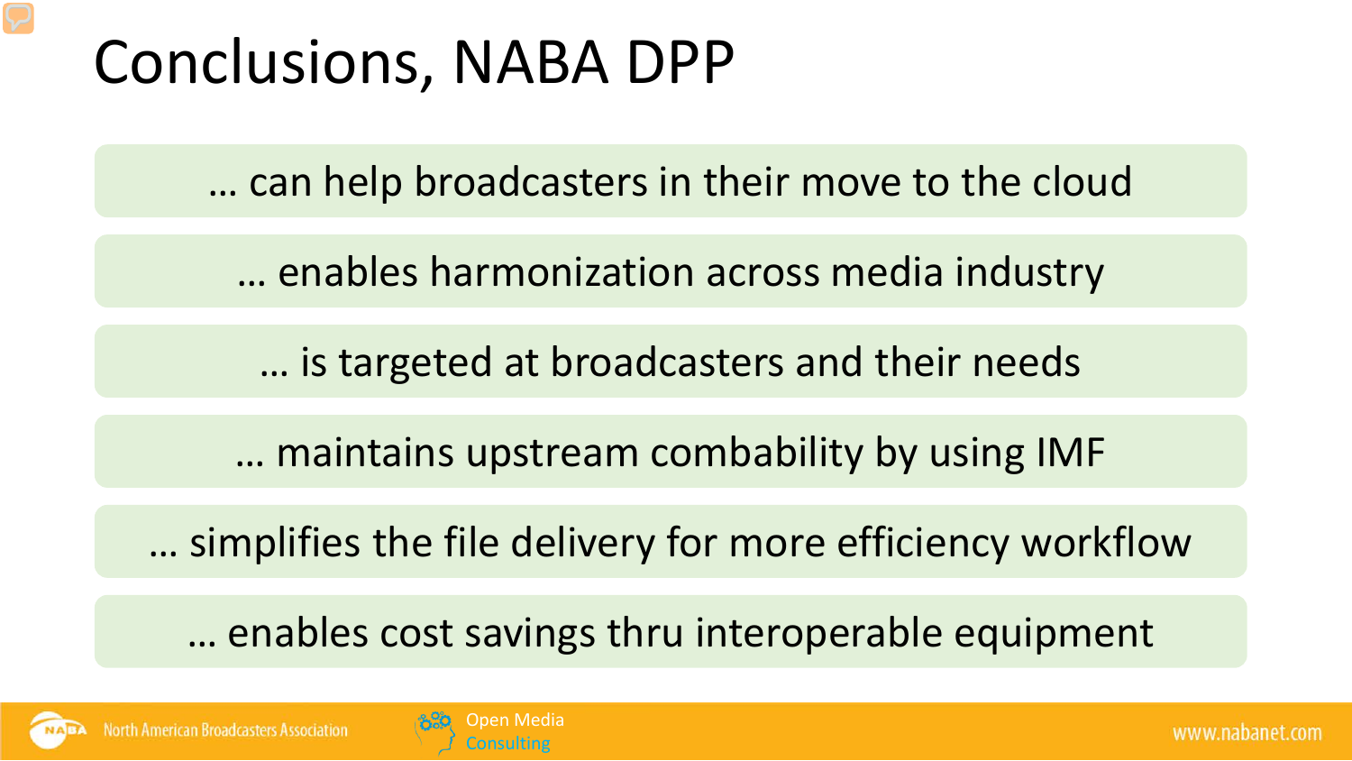# Conclusions, NABA DPP

… can help broadcasters in their move to the cloud

… enables harmonization across media industry

… is targeted at broadcasters and their needs

… maintains upstream combability by using IMF

… simplifies the file delivery for more efficiency workflow

… enables cost savings thru interoperable equipment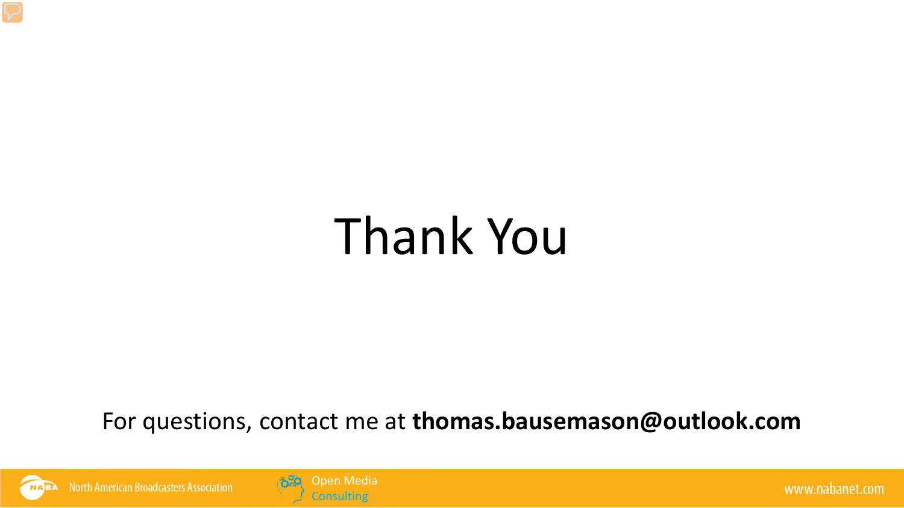# Thank You

For questions, contact me at **thomas.bausemason@outlook.com**